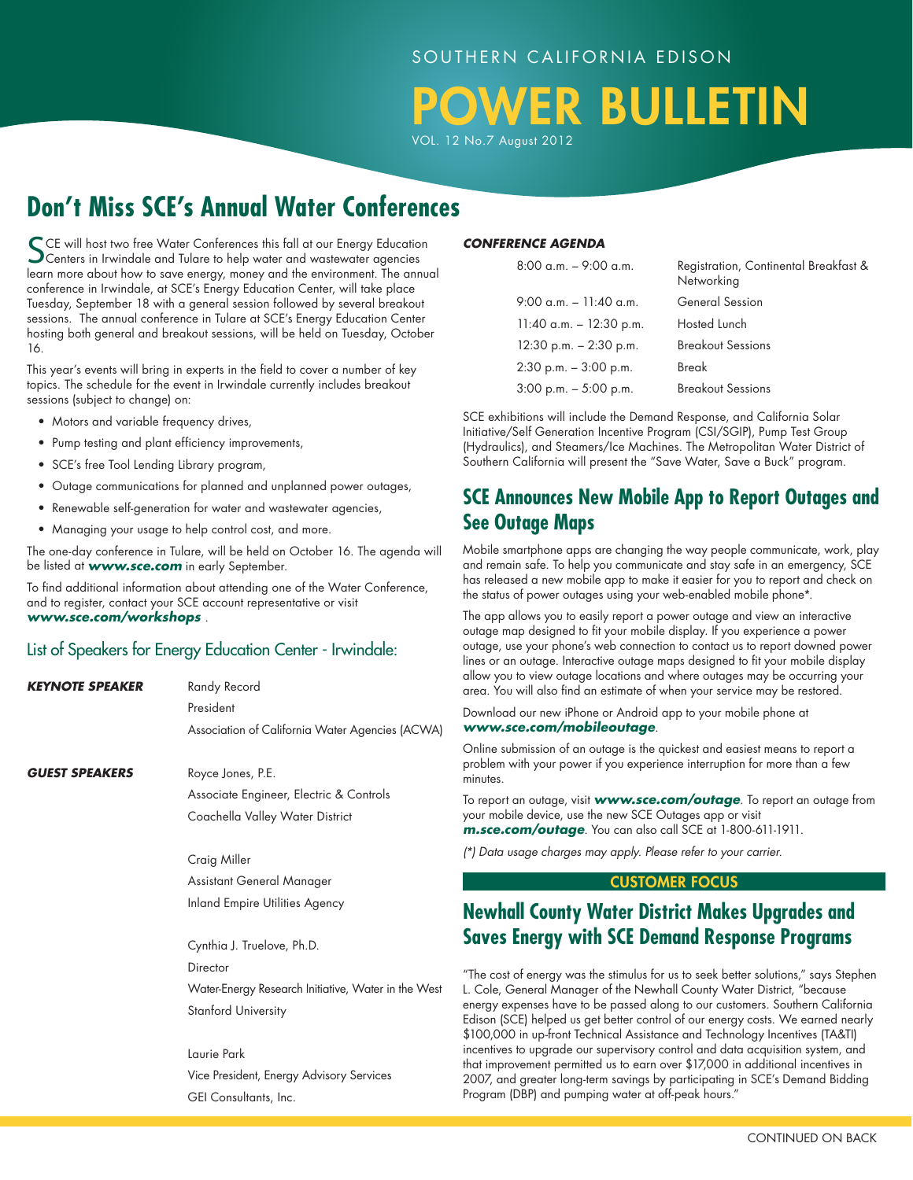SOUTHERN CALIFORNIA EDISON

# POWER BULLETIN

VOL. 12 No.7 August 2012

## Don't Miss SCE's Annual Water Conferences

SCE will host two free Water Conferences this fall at our Energy Education Centers in Irwindale and Tulare to help water and wastewater agencies learn more about how to save energy, money and the environment. The annual conference in Irwindale, at SCE's Energy Education Center, will take place Tuesday, September 18 with a general session followed by several breakout sessions. The annual conference in Tulare at SCE's Energy Education Center hosting both general and breakout sessions, will be held on Tuesday, October 16.

This year's events will bring in experts in the field to cover a number of key topics. The schedule for the event in Irwindale currently includes breakout sessions (subject to change) on:

- Motors and variable frequency drives,
- Pump testing and plant efficiency improvements,
- SCE's free Tool Lending Library program,
- Outage communications for planned and unplanned power outages,
- Renewable self-generation for water and wastewater agencies,
- Managing your usage to help control cost, and more.

The one-day conference in Tulare, will be held on October 16. The agenda will be listed at ***www.sce.com*** in early September.

To find additional information about attending one of the Water Conference, and to register, contact your SCE account representative or visit ***www.sce.com/workshops*** .

### List of Speakers for Energy Education Center - Irwindale:

***KEYNOTE SPEAKER***

Randy Record
President
Association of California Water Agencies (ACWA)

***GUEST SPEAKERS***

Royce Jones, P.E.
Associate Engineer, Electric & Controls
Coachella Valley Water District

Craig Miller
Assistant General Manager
Inland Empire Utilities Agency

Cynthia J. Truelove, Ph.D.
Director
Water-Energy Research Initiative, Water in the West
Stanford University

Laurie Park
Vice President, Energy Advisory Services
GEI Consultants, Inc.

***CONFERENCE AGENDA***

| Time | Activity |
|---|---|
| 8:00 a.m. – 9:00 a.m. | Registration, Continental Breakfast & Networking |
| 9:00 a.m. – 11:40 a.m. | General Session |
| 11:40 a.m. – 12:30 p.m. | Hosted Lunch |
| 12:30 p.m. – 2:30 p.m. | Breakout Sessions |
| 2:30 p.m. – 3:00 p.m. | Break |
| 3:00 p.m. – 5:00 p.m. | Breakout Sessions |

SCE exhibitions will include the Demand Response, and California Solar Initiative/Self Generation Incentive Program (CSI/SGIP), Pump Test Group (Hydraulics), and Steamers/Ice Machines. The Metropolitan Water District of Southern California will present the "Save Water, Save a Buck" program.

## SCE Announces New Mobile App to Report Outages and See Outage Maps

Mobile smartphone apps are changing the way people communicate, work, play and remain safe. To help you communicate and stay safe in an emergency, SCE has released a new mobile app to make it easier for you to report and check on the status of power outages using your web-enabled mobile phone*.

The app allows you to easily report a power outage and view an interactive outage map designed to fit your mobile display. If you experience a power outage, use your phone's web connection to contact us to report downed power lines or an outage. Interactive outage maps designed to fit your mobile display allow you to view outage locations and where outages may be occurring your area. You will also find an estimate of when your service may be restored.

Download our new iPhone or Android app to your mobile phone at ***www.sce.com/mobileoutage***.

Online submission of an outage is the quickest and easiest means to report a problem with your power if you experience interruption for more than a few minutes.

To report an outage, visit ***www.sce.com/outage***. To report an outage from your mobile device, use the new SCE Outages app or visit ***m.sce.com/outage***. You can also call SCE at 1-800-611-1911.

*(*) Data usage charges may apply. Please refer to your carrier.*

**CUSTOMER FOCUS**

## Newhall County Water District Makes Upgrades and Saves Energy with SCE Demand Response Programs

"The cost of energy was the stimulus for us to seek better solutions," says Stephen L. Cole, General Manager of the Newhall County Water District, "because energy expenses have to be passed along to our customers. Southern California Edison (SCE) helped us get better control of our energy costs. We earned nearly $100,000 in up-front Technical Assistance and Technology Incentives (TA&TI) incentives to upgrade our supervisory control and data acquisition system, and that improvement permitted us to earn over $17,000 in additional incentives in 2007, and greater long-term savings by participating in SCE's Demand Bidding Program (DBP) and pumping water at off-peak hours."

CONTINUED ON BACK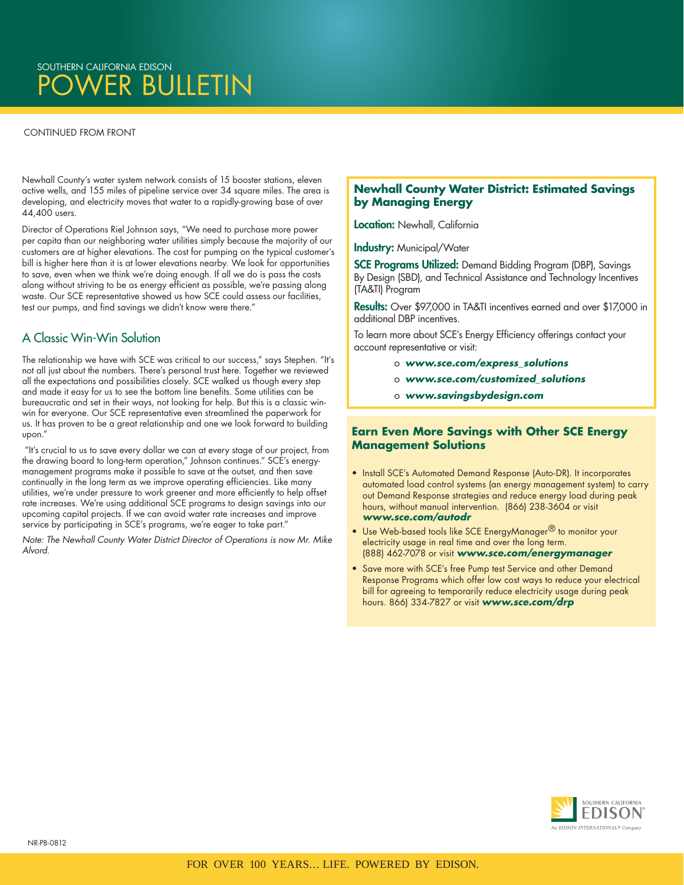SOUTHERN CALIFORNIA EDISON

# POWER BULLETIN

CONTINUED FROM FRONT

Newhall County's water system network consists of 15 booster stations, eleven active wells, and 155 miles of pipeline service over 34 square miles. The area is developing, and electricity moves that water to a rapidly-growing base of over 44,400 users.

Director of Operations Riel Johnson says, "We need to purchase more power per capita than our neighboring water utilities simply because the majority of our customers are at higher elevations. The cost for pumping on the typical customer's bill is higher here than it is at lower elevations nearby. We look for opportunities to save, even when we think we're doing enough. If all we do is pass the costs along without striving to be as energy efficient as possible, we're passing along waste. Our SCE representative showed us how SCE could assess our facilities, test our pumps, and find savings we didn't know were there."

## A Classic Win-Win Solution

The relationship we have with SCE was critical to our success," says Stephen. "It's not all just about the numbers. There's personal trust here. Together we reviewed all the expectations and possibilities closely. SCE walked us though every step and made it easy for us to see the bottom line benefits. Some utilities can be bureaucratic and set in their ways, not looking for help. But this is a classic win-win for everyone. Our SCE representative even streamlined the paperwork for us. It has proven to be a great relationship and one we look forward to building upon."

"It's crucial to us to save every dollar we can at every stage of our project, from the drawing board to long-term operation," Johnson continues." SCE's energy-management programs make it possible to save at the outset, and then save continually in the long term as we improve operating efficiencies. Like many utilities, we're under pressure to work greener and more efficiently to help offset rate increases. We're using additional SCE programs to design savings into our upcoming capital projects. If we can avoid water rate increases and improve service by participating in SCE's programs, we're eager to take part."

*Note: The Newhall County Water District Director of Operations is now Mr. Mike Alvord.*

### Newhall County Water District: Estimated Savings by Managing Energy

**Location:** Newhall, California

**Industry:** Municipal/Water

**SCE Programs Utilized:** Demand Bidding Program (DBP), Savings By Design (SBD), and Technical Assistance and Technology Incentives (TA&TI) Program

**Results:** Over $97,000 in TA&TI incentives earned and over $17,000 in additional DBP incentives.

To learn more about SCE's Energy Efficiency offerings contact your account representative or visit:

- ***www.sce.com/express_solutions***
- ***www.sce.com/customized_solutions***
- ***www.savingsbydesign.com***

### Earn Even More Savings with Other SCE Energy Management Solutions

- Install SCE's Automated Demand Response (Auto-DR). It incorporates automated load control systems (an energy management system) to carry out Demand Response strategies and reduce energy load during peak hours, without manual intervention. (866) 238-3604 or visit ***www.sce.com/autodr***
- Use Web-based tools like SCE EnergyManager® to monitor your electricity usage in real time and over the long term. (888) 462-7078 or visit ***www.sce.com/energymanager***
- Save more with SCE's free Pump test Service and other Demand Response Programs which offer low cost ways to reduce your electrical bill for agreeing to temporarily reduce electricity usage during peak hours. 866) 334-7827 or visit ***www.sce.com/drp***

SOUTHERN CALIFORNIA EDISON

An EDISON INTERNATIONAL® Company

NR-PB-0812

FOR OVER 100 YEARS... LIFE. POWERED BY EDISON.